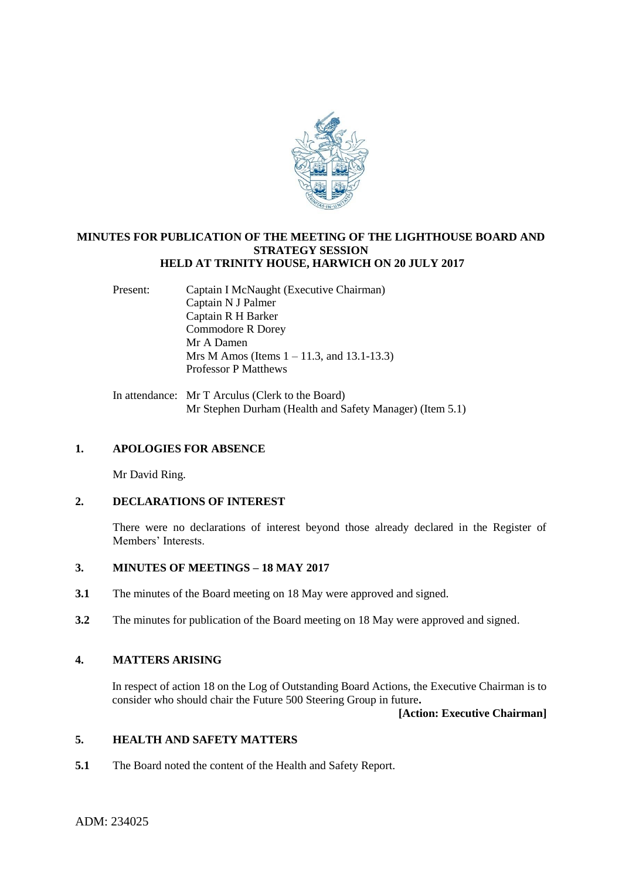**MINUTES FOR PUBLICATION OF THE MEETING OF THE LIGHTHOUSE BOARD AND STRATEGY SESSION HELD AT TRINITY HOUSE, HARWICH ON 20 JULY 2017**

Present:
Captain I McNaught (Executive Chairman)
Captain N J Palmer
Captain R H Barker
Commodore R Dorey
Mr A Damen
Mrs M Amos (Items 1 – 11.3, and 13.1-13.3)
Professor P Matthews

In attendance:
Mr T Arculus (Clerk to the Board)
Mr Stephen Durham (Health and Safety Manager) (Item 5.1)

## 1. APOLOGIES FOR ABSENCE

Mr David Ring.

## 2. DECLARATIONS OF INTEREST

There were no declarations of interest beyond those already declared in the Register of Members' Interests.

## 3. MINUTES OF MEETINGS – 18 MAY 2017

**3.1** The minutes of the Board meeting on 18 May were approved and signed.

**3.2** The minutes for publication of the Board meeting on 18 May were approved and signed.

## 4. MATTERS ARISING

In respect of action 18 on the Log of Outstanding Board Actions, the Executive Chairman is to consider who should chair the Future 500 Steering Group in future**.**

**[Action: Executive Chairman]**

## 5. HEALTH AND SAFETY MATTERS

**5.1** The Board noted the content of the Health and Safety Report.

ADM: 234025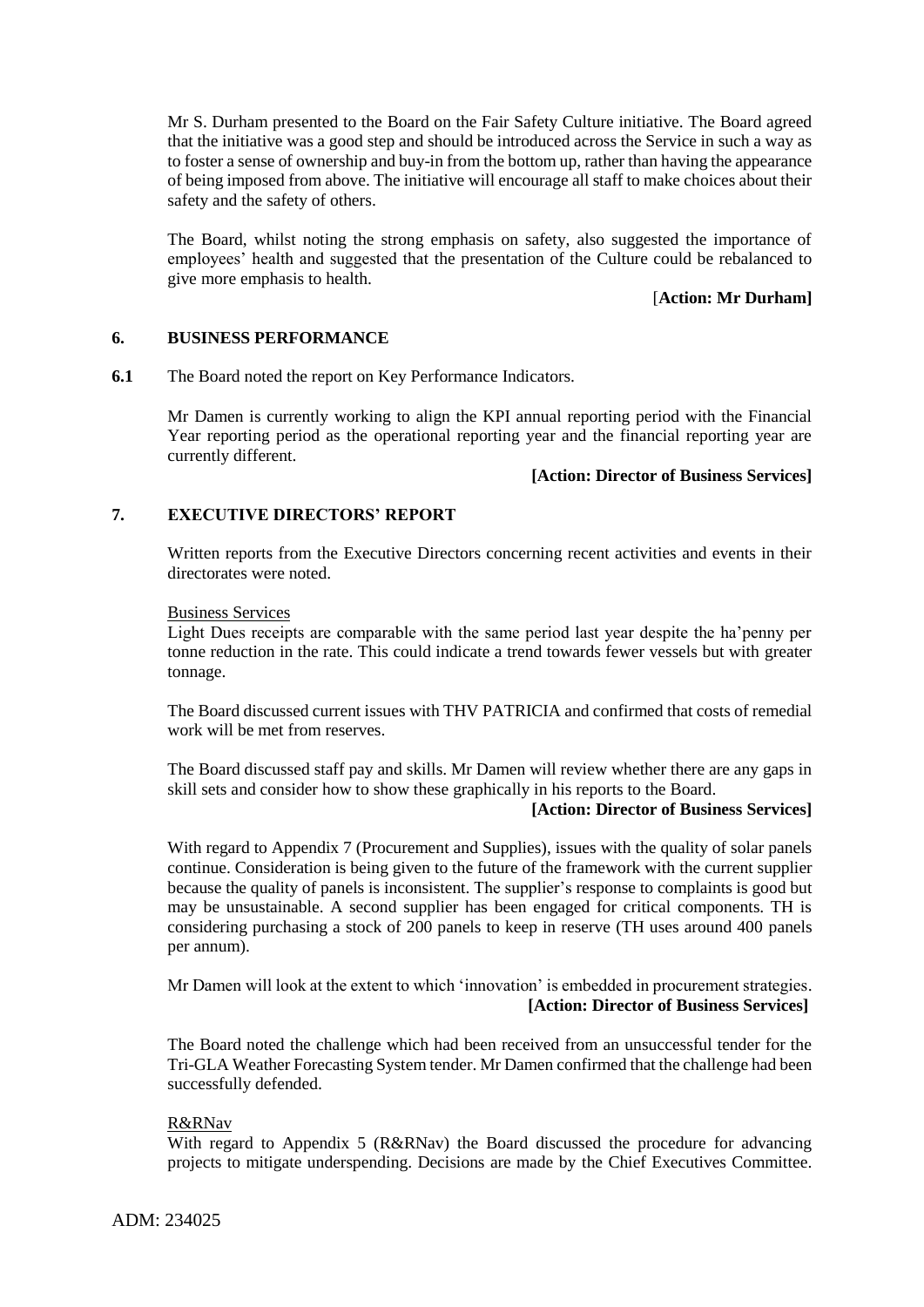Mr S. Durham presented to the Board on the Fair Safety Culture initiative. The Board agreed that the initiative was a good step and should be introduced across the Service in such a way as to foster a sense of ownership and buy-in from the bottom up, rather than having the appearance of being imposed from above. The initiative will encourage all staff to make choices about their safety and the safety of others.

The Board, whilst noting the strong emphasis on safety, also suggested the importance of employees' health and suggested that the presentation of the Culture could be rebalanced to give more emphasis to health.

[**Action: Mr Durham]**

## 6. BUSINESS PERFORMANCE

**6.1** The Board noted the report on Key Performance Indicators.

Mr Damen is currently working to align the KPI annual reporting period with the Financial Year reporting period as the operational reporting year and the financial reporting year are currently different.

**[Action: Director of Business Services]**

## 7. EXECUTIVE DIRECTORS' REPORT

Written reports from the Executive Directors concerning recent activities and events in their directorates were noted.

Business Services

Light Dues receipts are comparable with the same period last year despite the ha'penny per tonne reduction in the rate. This could indicate a trend towards fewer vessels but with greater tonnage.

The Board discussed current issues with THV PATRICIA and confirmed that costs of remedial work will be met from reserves.

The Board discussed staff pay and skills. Mr Damen will review whether there are any gaps in skill sets and consider how to show these graphically in his reports to the Board.

**[Action: Director of Business Services]**

With regard to Appendix 7 (Procurement and Supplies), issues with the quality of solar panels continue. Consideration is being given to the future of the framework with the current supplier because the quality of panels is inconsistent. The supplier's response to complaints is good but may be unsustainable. A second supplier has been engaged for critical components. TH is considering purchasing a stock of 200 panels to keep in reserve (TH uses around 400 panels per annum).

Mr Damen will look at the extent to which 'innovation' is embedded in procurement strategies.

**[Action: Director of Business Services]**

The Board noted the challenge which had been received from an unsuccessful tender for the Tri-GLA Weather Forecasting System tender. Mr Damen confirmed that the challenge had been successfully defended.

R&RNav

With regard to Appendix 5 (R&RNav) the Board discussed the procedure for advancing projects to mitigate underspending. Decisions are made by the Chief Executives Committee.

ADM: 234025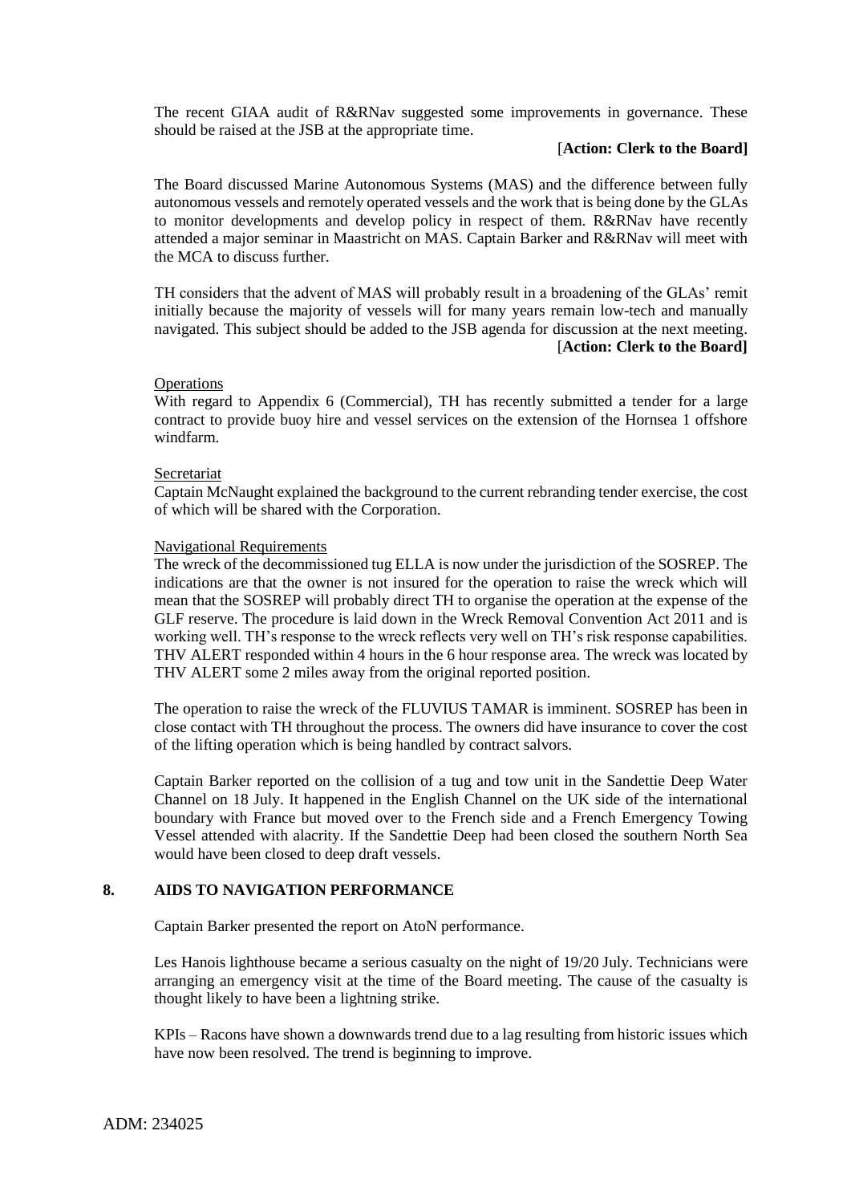The recent GIAA audit of R&RNav suggested some improvements in governance. These should be raised at the JSB at the appropriate time.

[**Action: Clerk to the Board]**

The Board discussed Marine Autonomous Systems (MAS) and the difference between fully autonomous vessels and remotely operated vessels and the work that is being done by the GLAs to monitor developments and develop policy in respect of them. R&RNav have recently attended a major seminar in Maastricht on MAS. Captain Barker and R&RNav will meet with the MCA to discuss further.

TH considers that the advent of MAS will probably result in a broadening of the GLAs' remit initially because the majority of vessels will for many years remain low-tech and manually navigated. This subject should be added to the JSB agenda for discussion at the next meeting.

[**Action: Clerk to the Board]**

Operations

With regard to Appendix 6 (Commercial), TH has recently submitted a tender for a large contract to provide buoy hire and vessel services on the extension of the Hornsea 1 offshore windfarm.

Secretariat

Captain McNaught explained the background to the current rebranding tender exercise, the cost of which will be shared with the Corporation.

Navigational Requirements

The wreck of the decommissioned tug ELLA is now under the jurisdiction of the SOSREP. The indications are that the owner is not insured for the operation to raise the wreck which will mean that the SOSREP will probably direct TH to organise the operation at the expense of the GLF reserve. The procedure is laid down in the Wreck Removal Convention Act 2011 and is working well. TH's response to the wreck reflects very well on TH's risk response capabilities. THV ALERT responded within 4 hours in the 6 hour response area. The wreck was located by THV ALERT some 2 miles away from the original reported position.

The operation to raise the wreck of the FLUVIUS TAMAR is imminent. SOSREP has been in close contact with TH throughout the process. The owners did have insurance to cover the cost of the lifting operation which is being handled by contract salvors.

Captain Barker reported on the collision of a tug and tow unit in the Sandettie Deep Water Channel on 18 July. It happened in the English Channel on the UK side of the international boundary with France but moved over to the French side and a French Emergency Towing Vessel attended with alacrity. If the Sandettie Deep had been closed the southern North Sea would have been closed to deep draft vessels.

## 8. AIDS TO NAVIGATION PERFORMANCE

Captain Barker presented the report on AtoN performance.

Les Hanois lighthouse became a serious casualty on the night of 19/20 July. Technicians were arranging an emergency visit at the time of the Board meeting. The cause of the casualty is thought likely to have been a lightning strike.

KPIs – Racons have shown a downwards trend due to a lag resulting from historic issues which have now been resolved. The trend is beginning to improve.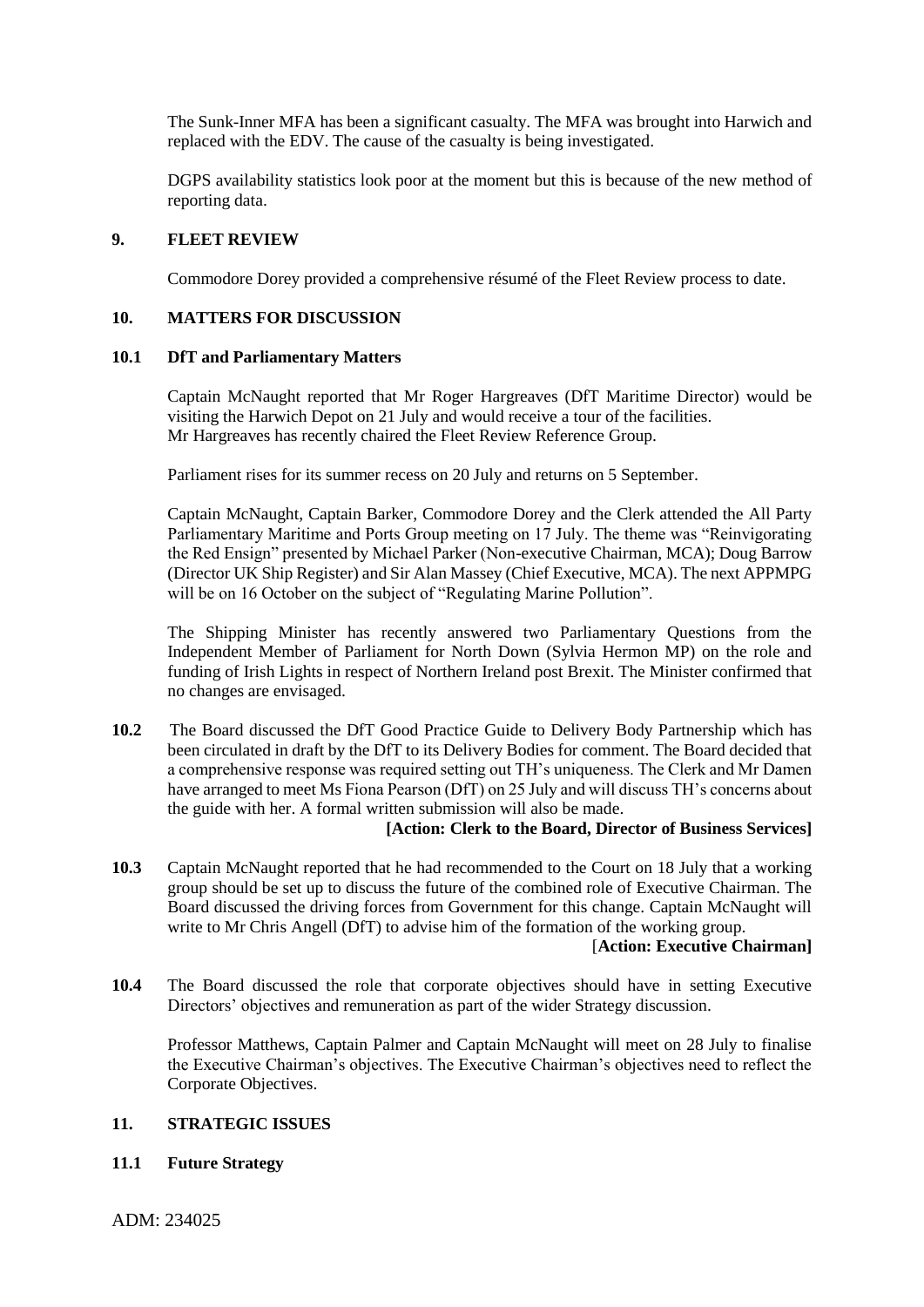The Sunk-Inner MFA has been a significant casualty. The MFA was brought into Harwich and replaced with the EDV. The cause of the casualty is being investigated.

DGPS availability statistics look poor at the moment but this is because of the new method of reporting data.

## 9. FLEET REVIEW

Commodore Dorey provided a comprehensive résumé of the Fleet Review process to date.

## 10. MATTERS FOR DISCUSSION

### 10.1 DfT and Parliamentary Matters

Captain McNaught reported that Mr Roger Hargreaves (DfT Maritime Director) would be visiting the Harwich Depot on 21 July and would receive a tour of the facilities. Mr Hargreaves has recently chaired the Fleet Review Reference Group.

Parliament rises for its summer recess on 20 July and returns on 5 September.

Captain McNaught, Captain Barker, Commodore Dorey and the Clerk attended the All Party Parliamentary Maritime and Ports Group meeting on 17 July. The theme was "Reinvigorating the Red Ensign" presented by Michael Parker (Non-executive Chairman, MCA); Doug Barrow (Director UK Ship Register) and Sir Alan Massey (Chief Executive, MCA). The next APPMPG will be on 16 October on the subject of "Regulating Marine Pollution".

The Shipping Minister has recently answered two Parliamentary Questions from the Independent Member of Parliament for North Down (Sylvia Hermon MP) on the role and funding of Irish Lights in respect of Northern Ireland post Brexit. The Minister confirmed that no changes are envisaged.

**10.2** The Board discussed the DfT Good Practice Guide to Delivery Body Partnership which has been circulated in draft by the DfT to its Delivery Bodies for comment. The Board decided that a comprehensive response was required setting out TH's uniqueness. The Clerk and Mr Damen have arranged to meet Ms Fiona Pearson (DfT) on 25 July and will discuss TH's concerns about the guide with her. A formal written submission will also be made.

**[Action: Clerk to the Board, Director of Business Services]**

**10.3** Captain McNaught reported that he had recommended to the Court on 18 July that a working group should be set up to discuss the future of the combined role of Executive Chairman. The Board discussed the driving forces from Government for this change. Captain McNaught will write to Mr Chris Angell (DfT) to advise him of the formation of the working group.

[**Action: Executive Chairman]**

**10.4** The Board discussed the role that corporate objectives should have in setting Executive Directors' objectives and remuneration as part of the wider Strategy discussion.

Professor Matthews, Captain Palmer and Captain McNaught will meet on 28 July to finalise the Executive Chairman's objectives. The Executive Chairman's objectives need to reflect the Corporate Objectives.

## 11. STRATEGIC ISSUES

### 11.1 Future Strategy

ADM: 234025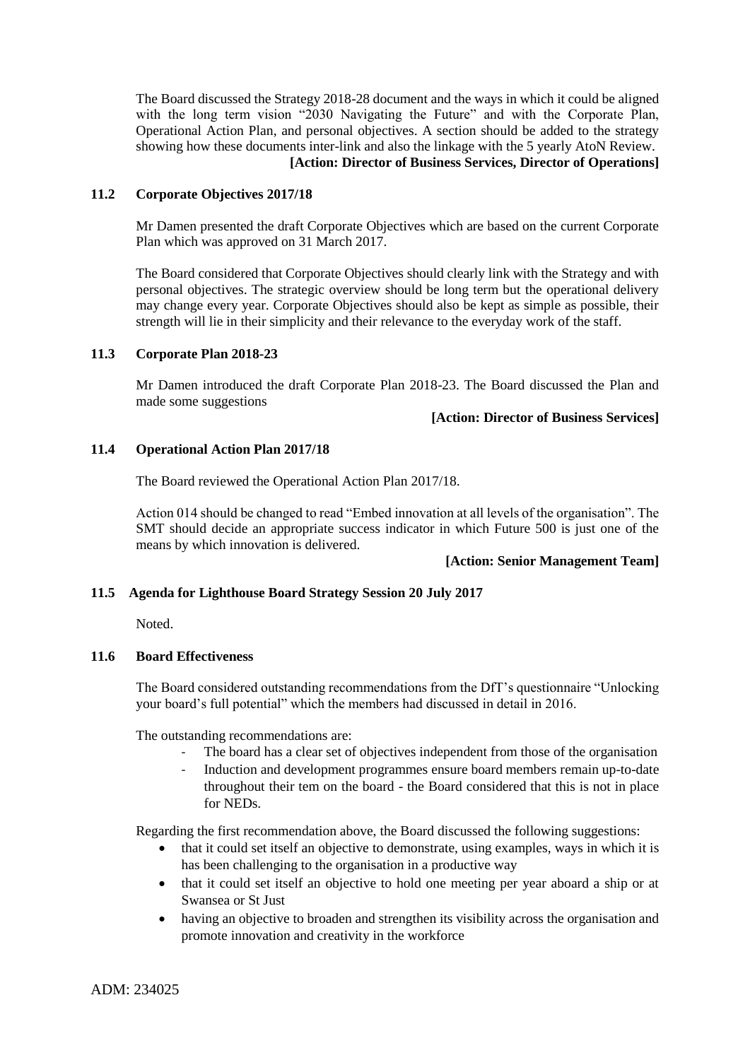The Board discussed the Strategy 2018-28 document and the ways in which it could be aligned with the long term vision "2030 Navigating the Future" and with the Corporate Plan, Operational Action Plan, and personal objectives. A section should be added to the strategy showing how these documents inter-link and also the linkage with the 5 yearly AtoN Review.

**[Action: Director of Business Services, Director of Operations]**

### 11.2 Corporate Objectives 2017/18

Mr Damen presented the draft Corporate Objectives which are based on the current Corporate Plan which was approved on 31 March 2017.

The Board considered that Corporate Objectives should clearly link with the Strategy and with personal objectives. The strategic overview should be long term but the operational delivery may change every year. Corporate Objectives should also be kept as simple as possible, their strength will lie in their simplicity and their relevance to the everyday work of the staff.

### 11.3 Corporate Plan 2018-23

Mr Damen introduced the draft Corporate Plan 2018-23. The Board discussed the Plan and made some suggestions

**[Action: Director of Business Services]**

### 11.4 Operational Action Plan 2017/18

The Board reviewed the Operational Action Plan 2017/18.

Action 014 should be changed to read "Embed innovation at all levels of the organisation". The SMT should decide an appropriate success indicator in which Future 500 is just one of the means by which innovation is delivered.

**[Action: Senior Management Team]**

### 11.5 Agenda for Lighthouse Board Strategy Session 20 July 2017

Noted.

### 11.6 Board Effectiveness

The Board considered outstanding recommendations from the DfT's questionnaire "Unlocking your board's full potential" which the members had discussed in detail in 2016.

The outstanding recommendations are:

- The board has a clear set of objectives independent from those of the organisation
- Induction and development programmes ensure board members remain up-to-date throughout their tem on the board - the Board considered that this is not in place for NEDs.

Regarding the first recommendation above, the Board discussed the following suggestions:

- that it could set itself an objective to demonstrate, using examples, ways in which it is has been challenging to the organisation in a productive way
- that it could set itself an objective to hold one meeting per year aboard a ship or at Swansea or St Just
- having an objective to broaden and strengthen its visibility across the organisation and promote innovation and creativity in the workforce

ADM: 234025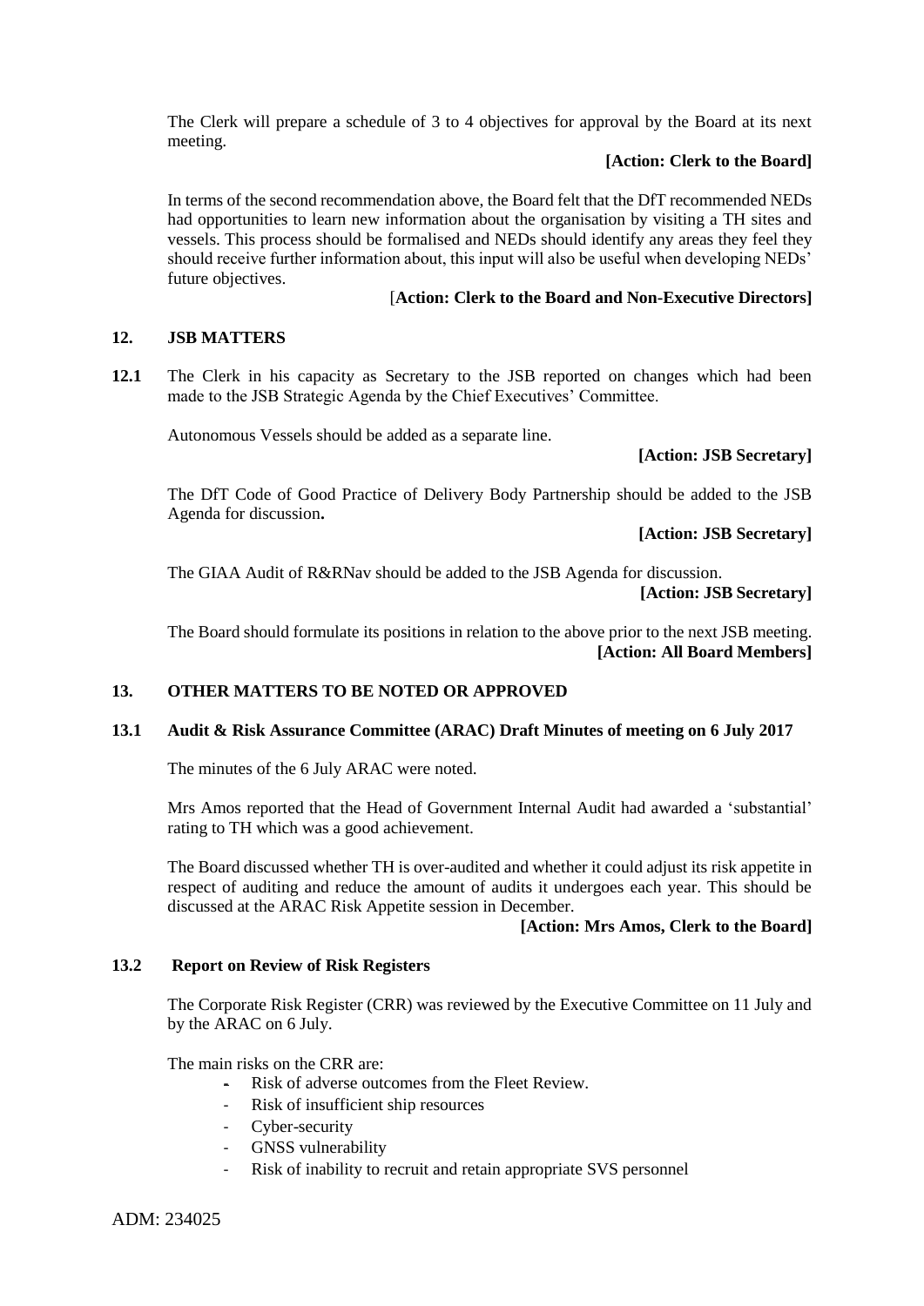The Clerk will prepare a schedule of 3 to 4 objectives for approval by the Board at its next meeting.

**[Action: Clerk to the Board]**

In terms of the second recommendation above, the Board felt that the DfT recommended NEDs had opportunities to learn new information about the organisation by visiting a TH sites and vessels. This process should be formalised and NEDs should identify any areas they feel they should receive further information about, this input will also be useful when developing NEDs' future objectives.

[**Action: Clerk to the Board and Non-Executive Directors]**

## 12. JSB MATTERS

**12.1** The Clerk in his capacity as Secretary to the JSB reported on changes which had been made to the JSB Strategic Agenda by the Chief Executives' Committee.

Autonomous Vessels should be added as a separate line.

**[Action: JSB Secretary]**

The DfT Code of Good Practice of Delivery Body Partnership should be added to the JSB Agenda for discussion**.**

**[Action: JSB Secretary]**

The GIAA Audit of R&RNav should be added to the JSB Agenda for discussion.

**[Action: JSB Secretary]**

The Board should formulate its positions in relation to the above prior to the next JSB meeting.

**[Action: All Board Members]**

## 13. OTHER MATTERS TO BE NOTED OR APPROVED

### 13.1 Audit & Risk Assurance Committee (ARAC) Draft Minutes of meeting on 6 July 2017

The minutes of the 6 July ARAC were noted.

Mrs Amos reported that the Head of Government Internal Audit had awarded a 'substantial' rating to TH which was a good achievement.

The Board discussed whether TH is over-audited and whether it could adjust its risk appetite in respect of auditing and reduce the amount of audits it undergoes each year. This should be discussed at the ARAC Risk Appetite session in December.

**[Action: Mrs Amos, Clerk to the Board]**

### 13.2 Report on Review of Risk Registers

The Corporate Risk Register (CRR) was reviewed by the Executive Committee on 11 July and by the ARAC on 6 July.

The main risks on the CRR are:

- Risk of adverse outcomes from the Fleet Review.
- Risk of insufficient ship resources
- Cyber-security
- GNSS vulnerability
- Risk of inability to recruit and retain appropriate SVS personnel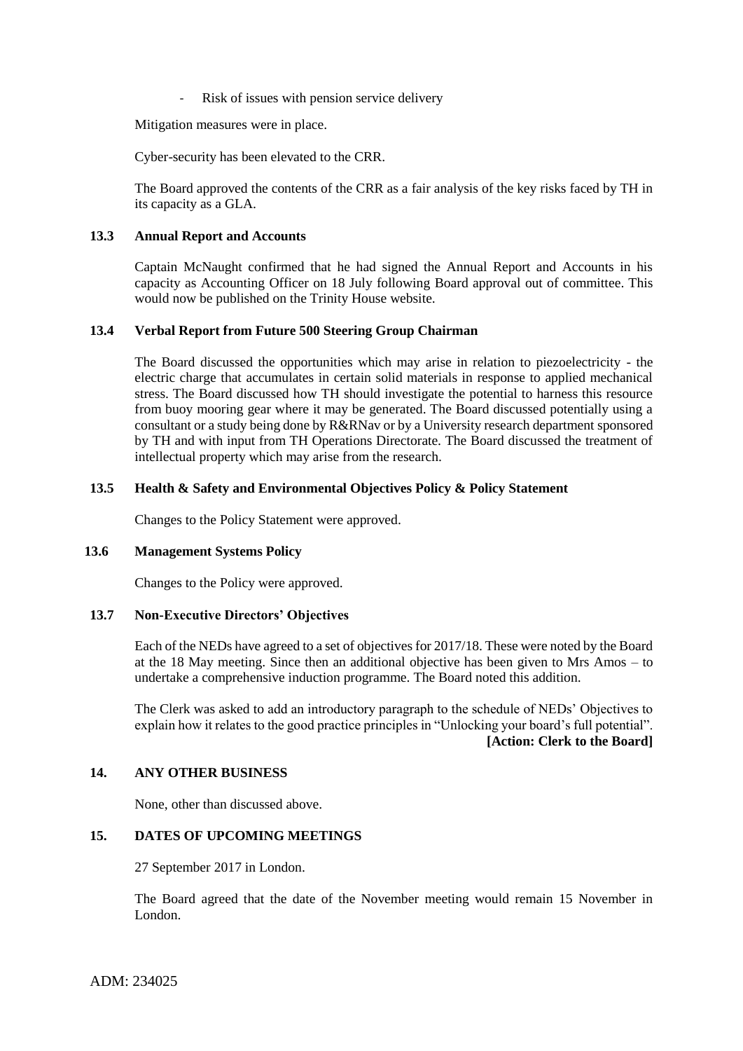- Risk of issues with pension service delivery

Mitigation measures were in place.

Cyber-security has been elevated to the CRR.

The Board approved the contents of the CRR as a fair analysis of the key risks faced by TH in its capacity as a GLA.

### 13.3 Annual Report and Accounts

Captain McNaught confirmed that he had signed the Annual Report and Accounts in his capacity as Accounting Officer on 18 July following Board approval out of committee. This would now be published on the Trinity House website.

### 13.4 Verbal Report from Future 500 Steering Group Chairman

The Board discussed the opportunities which may arise in relation to piezoelectricity - the electric charge that accumulates in certain solid materials in response to applied mechanical stress. The Board discussed how TH should investigate the potential to harness this resource from buoy mooring gear where it may be generated. The Board discussed potentially using a consultant or a study being done by R&RNav or by a University research department sponsored by TH and with input from TH Operations Directorate. The Board discussed the treatment of intellectual property which may arise from the research.

### 13.5 Health & Safety and Environmental Objectives Policy & Policy Statement

Changes to the Policy Statement were approved.

### 13.6 Management Systems Policy

Changes to the Policy were approved.

### 13.7 Non-Executive Directors' Objectives

Each of the NEDs have agreed to a set of objectives for 2017/18. These were noted by the Board at the 18 May meeting. Since then an additional objective has been given to Mrs Amos – to undertake a comprehensive induction programme. The Board noted this addition.

The Clerk was asked to add an introductory paragraph to the schedule of NEDs' Objectives to explain how it relates to the good practice principles in "Unlocking your board's full potential".

**[Action: Clerk to the Board]**

## 14. ANY OTHER BUSINESS

None, other than discussed above.

## 15. DATES OF UPCOMING MEETINGS

27 September 2017 in London.

The Board agreed that the date of the November meeting would remain 15 November in London.

ADM: 234025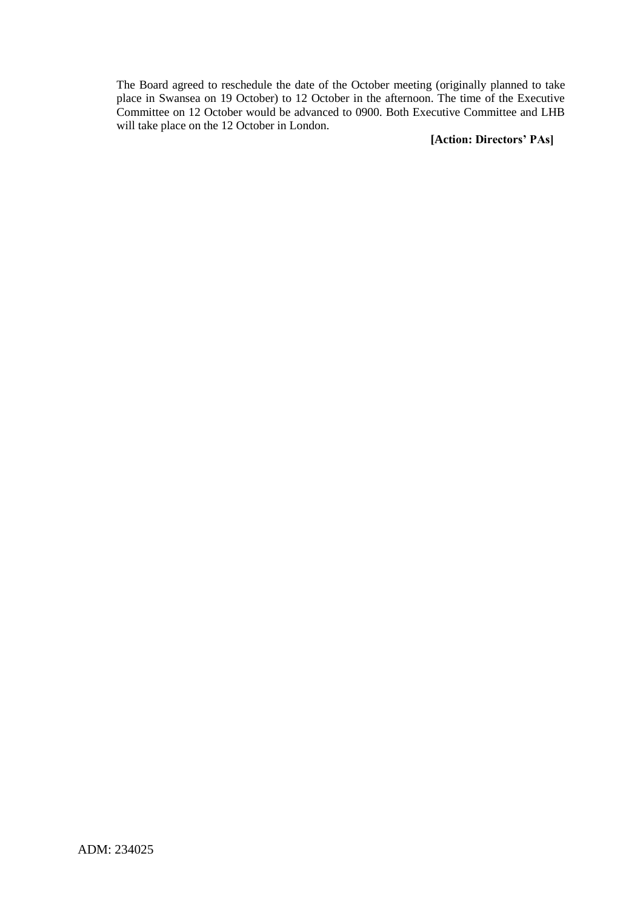The Board agreed to reschedule the date of the October meeting (originally planned to take place in Swansea on 19 October) to 12 October in the afternoon. The time of the Executive Committee on 12 October would be advanced to 0900. Both Executive Committee and LHB will take place on the 12 October in London.

**[Action: Directors' PAs]**

ADM: 234025